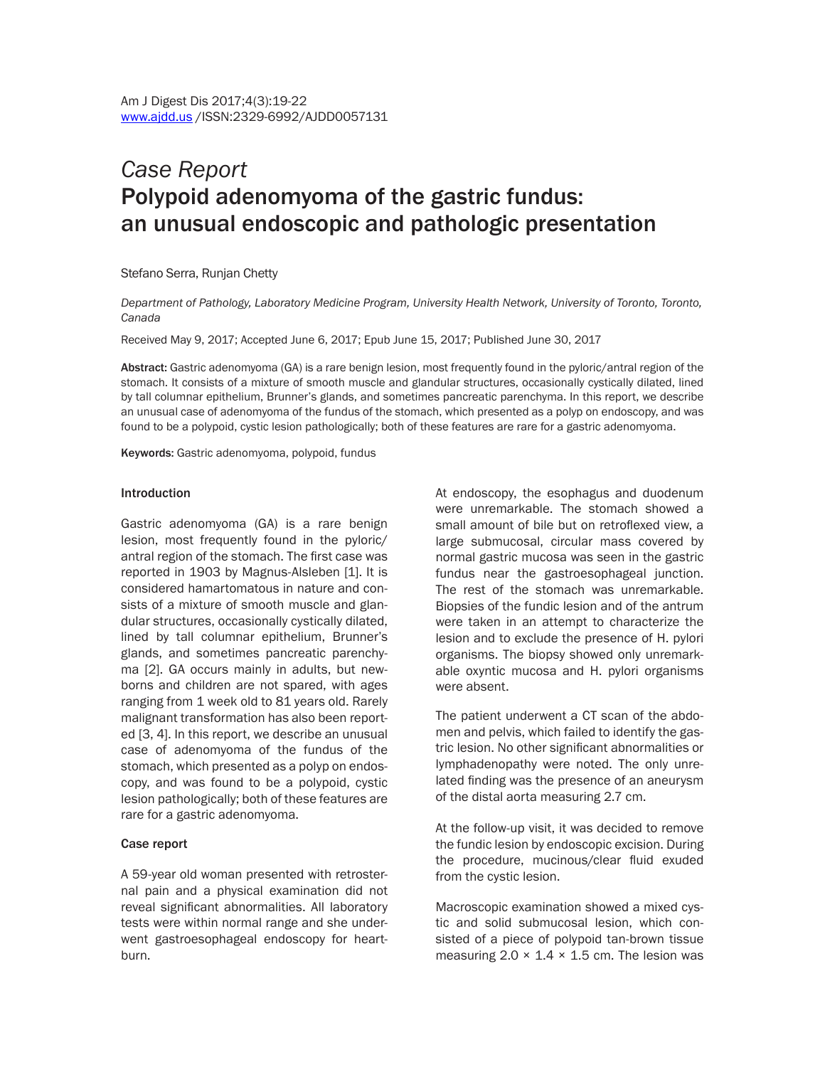*Case Report*

# Polypoid adenomyoma of the gastric fundus: an unusual endoscopic and pathologic presentation

Stefano Serra, Runjan Chetty

*Department of Pathology, Laboratory Medicine Program, University Health Network, University of Toronto, Toronto, Canada*

Received May 9, 2017; Accepted June 6, 2017; Epub June 15, 2017; Published June 30, 2017

**Abstract:** Gastric adenomyoma (GA) is a rare benign lesion, most frequently found in the pyloric/antral region of the stomach. It consists of a mixture of smooth muscle and glandular structures, occasionally cystically dilated, lined by tall columnar epithelium, Brunner's glands, and sometimes pancreatic parenchyma. In this report, we describe an unusual case of adenomyoma of the fundus of the stomach, which presented as a polyp on endoscopy, and was found to be a polypoid, cystic lesion pathologically; both of these features are rare for a gastric adenomyoma.

**Keywords:** Gastric adenomyoma, polypoid, fundus

## Introduction

Gastric adenomyoma (GA) is a rare benign lesion, most frequently found in the pyloric/antral region of the stomach. The first case was reported in 1903 by Magnus-Alsleben [1]. It is considered hamartomatous in nature and consists of a mixture of smooth muscle and glandular structures, occasionally cystically dilated, lined by tall columnar epithelium, Brunner's glands, and sometimes pancreatic parenchyma [2]. GA occurs mainly in adults, but newborns and children are not spared, with ages ranging from 1 week old to 81 years old. Rarely malignant transformation has also been reported [3, 4]. In this report, we describe an unusual case of adenomyoma of the fundus of the stomach, which presented as a polyp on endoscopy, and was found to be a polypoid, cystic lesion pathologically; both of these features are rare for a gastric adenomyoma.

## Case report

A 59-year old woman presented with retrosternal pain and a physical examination did not reveal significant abnormalities. All laboratory tests were within normal range and she underwent gastroesophageal endoscopy for heartburn.

At endoscopy, the esophagus and duodenum were unremarkable. The stomach showed a small amount of bile but on retroflexed view, a large submucosal, circular mass covered by normal gastric mucosa was seen in the gastric fundus near the gastroesophageal junction. The rest of the stomach was unremarkable. Biopsies of the fundic lesion and of the antrum were taken in an attempt to characterize the lesion and to exclude the presence of H. pylori organisms. The biopsy showed only unremarkable oxyntic mucosa and H. pylori organisms were absent.

The patient underwent a CT scan of the abdomen and pelvis, which failed to identify the gastric lesion. No other significant abnormalities or lymphadenopathy were noted. The only unrelated finding was the presence of an aneurysm of the distal aorta measuring 2.7 cm.

At the follow-up visit, it was decided to remove the fundic lesion by endoscopic excision. During the procedure, mucinous/clear fluid exuded from the cystic lesion.

Macroscopic examination showed a mixed cystic and solid submucosal lesion, which consisted of a piece of polypoid tan-brown tissue measuring 2.0 × 1.4 × 1.5 cm. The lesion was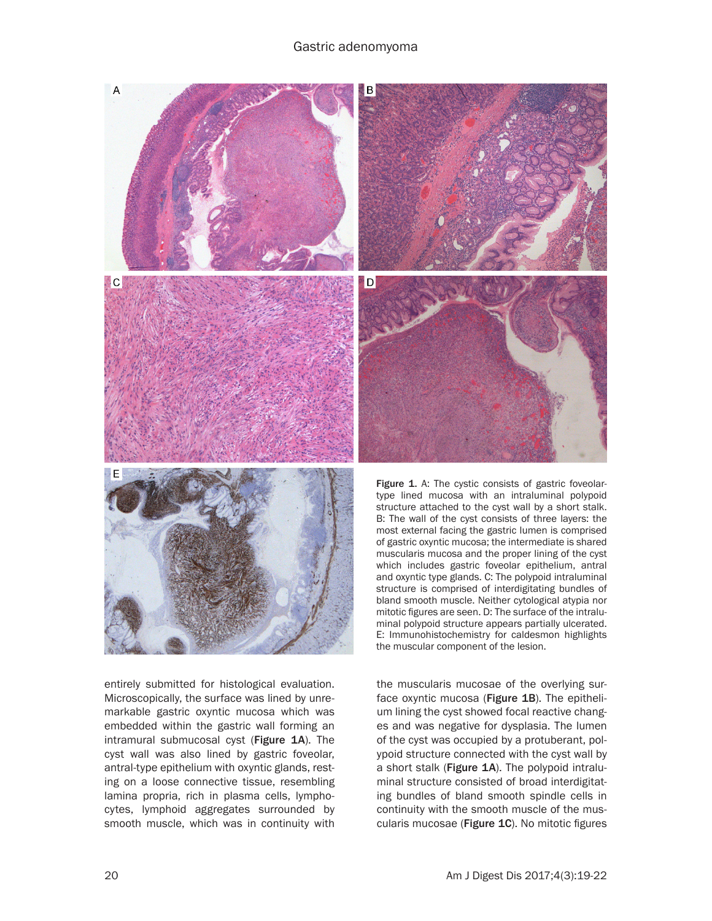Figure 1. A: The cystic consists of gastric foveolar-type lined mucosa with an intraluminal polypoid structure attached to the cyst wall by a short stalk. B: The wall of the cyst consists of three layers: the most external facing the gastric lumen is comprised of gastric oxyntic mucosa; the intermediate is shared muscularis mucosa and the proper lining of the cyst which includes gastric foveolar epithelium, antral and oxyntic type glands. C: The polypoid intraluminal structure is comprised of interdigitating bundles of bland smooth muscle. Neither cytological atypia nor mitotic figures are seen. D: The surface of the intraluminal polypoid structure appears partially ulcerated. E: Immunohistochemistry for caldesmon highlights the muscular component of the lesion.

entirely submitted for histological evaluation. Microscopically, the surface was lined by unremarkable gastric oxyntic mucosa which was embedded within the gastric wall forming an intramural submucosal cyst (**Figure 1A**). The cyst wall was also lined by gastric foveolar, antral-type epithelium with oxyntic glands, resting on a loose connective tissue, resembling lamina propria, rich in plasma cells, lymphocytes, lymphoid aggregates surrounded by smooth muscle, which was in continuity with the muscularis mucosae of the overlying surface oxyntic mucosa (**Figure 1B**). The epithelium lining the cyst showed focal reactive changes and was negative for dysplasia. The lumen of the cyst was occupied by a protuberant, polypoid structure connected with the cyst wall by a short stalk (**Figure 1A**). The polypoid intraluminal structure consisted of broad interdigitating bundles of bland smooth spindle cells in continuity with the smooth muscle of the muscularis mucosae (**Figure 1C**). No mitotic figures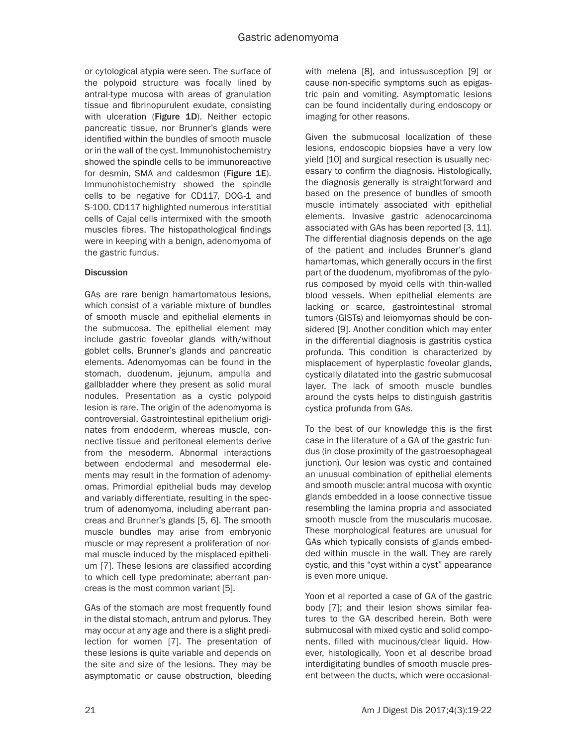or cytological atypia were seen. The surface of the polypoid structure was focally lined by antral-type mucosa with areas of granulation tissue and fibrinopurulent exudate, consisting with ulceration (**Figure 1D**). Neither ectopic pancreatic tissue, nor Brunner's glands were identified within the bundles of smooth muscle or in the wall of the cyst. Immunohistochemistry showed the spindle cells to be immunoreactive for desmin, SMA and caldesmon (**Figure 1E**). Immunohistochemistry showed the spindle cells to be negative for CD117, DOG-1 and S-100. CD117 highlighted numerous interstitial cells of Cajal cells intermixed with the smooth muscles fibres. The histopathological findings were in keeping with a benign, adenomyoma of the gastric fundus.

## Discussion

GAs are rare benign hamartomatous lesions, which consist of a variable mixture of bundles of smooth muscle and epithelial elements in the submucosa. The epithelial element may include gastric foveolar glands with/without goblet cells, Brunner's glands and pancreatic elements. Adenomyomas can be found in the stomach, duodenum, jejunum, ampulla and gallbladder where they present as solid mural nodules. Presentation as a cystic polypoid lesion is rare. The origin of the adenomyoma is controversial. Gastrointestinal epithelium originates from endoderm, whereas muscle, connective tissue and peritoneal elements derive from the mesoderm. Abnormal interactions between endodermal and mesodermal elements may result in the formation of adenomyomas. Primordial epithelial buds may develop and variably differentiate, resulting in the spectrum of adenomyoma, including aberrant pancreas and Brunner's glands [5, 6]. The smooth muscle bundles may arise from embryonic muscle or may represent a proliferation of normal muscle induced by the misplaced epithelium [7]. These lesions are classified according to which cell type predominate; aberrant pancreas is the most common variant [5].

GAs of the stomach are most frequently found in the distal stomach, antrum and pylorus. They may occur at any age and there is a slight predilection for women [7]. The presentation of these lesions is quite variable and depends on the site and size of the lesions. They may be asymptomatic or cause obstruction, bleeding with melena [8], and intussusception [9] or cause non-specific symptoms such as epigastric pain and vomiting. Asymptomatic lesions can be found incidentally during endoscopy or imaging for other reasons.

Given the submucosal localization of these lesions, endoscopic biopsies have a very low yield [10] and surgical resection is usually necessary to confirm the diagnosis. Histologically, the diagnosis generally is straightforward and based on the presence of bundles of smooth muscle intimately associated with epithelial elements. Invasive gastric adenocarcinoma associated with GAs has been reported [3, 11]. The differential diagnosis depends on the age of the patient and includes Brunner's gland hamartomas, which generally occurs in the first part of the duodenum, myofibromas of the pylorus composed by myoid cells with thin-walled blood vessels. When epithelial elements are lacking or scarce, gastrointestinal stromal tumors (GISTs) and leiomyomas should be considered [9]. Another condition which may enter in the differential diagnosis is gastritis cystica profunda. This condition is characterized by misplacement of hyperplastic foveolar glands, cystically dilatated into the gastric submucosal layer. The lack of smooth muscle bundles around the cysts helps to distinguish gastritis cystica profunda from GAs.

To the best of our knowledge this is the first case in the literature of a GA of the gastric fundus (in close proximity of the gastroesophageal junction). Our lesion was cystic and contained an unusual combination of epithelial elements and smooth muscle: antral mucosa with oxyntic glands embedded in a loose connective tissue resembling the lamina propria and associated smooth muscle from the muscularis mucosae. These morphological features are unusual for GAs which typically consists of glands embedded within muscle in the wall. They are rarely cystic, and this "cyst within a cyst" appearance is even more unique.

Yoon et al reported a case of GA of the gastric body [7]; and their lesion shows similar features to the GA described herein. Both were submucosal with mixed cystic and solid components, filled with mucinous/clear liquid. However, histologically, Yoon et al describe broad interdigitating bundles of smooth muscle present between the ducts, which were occasional-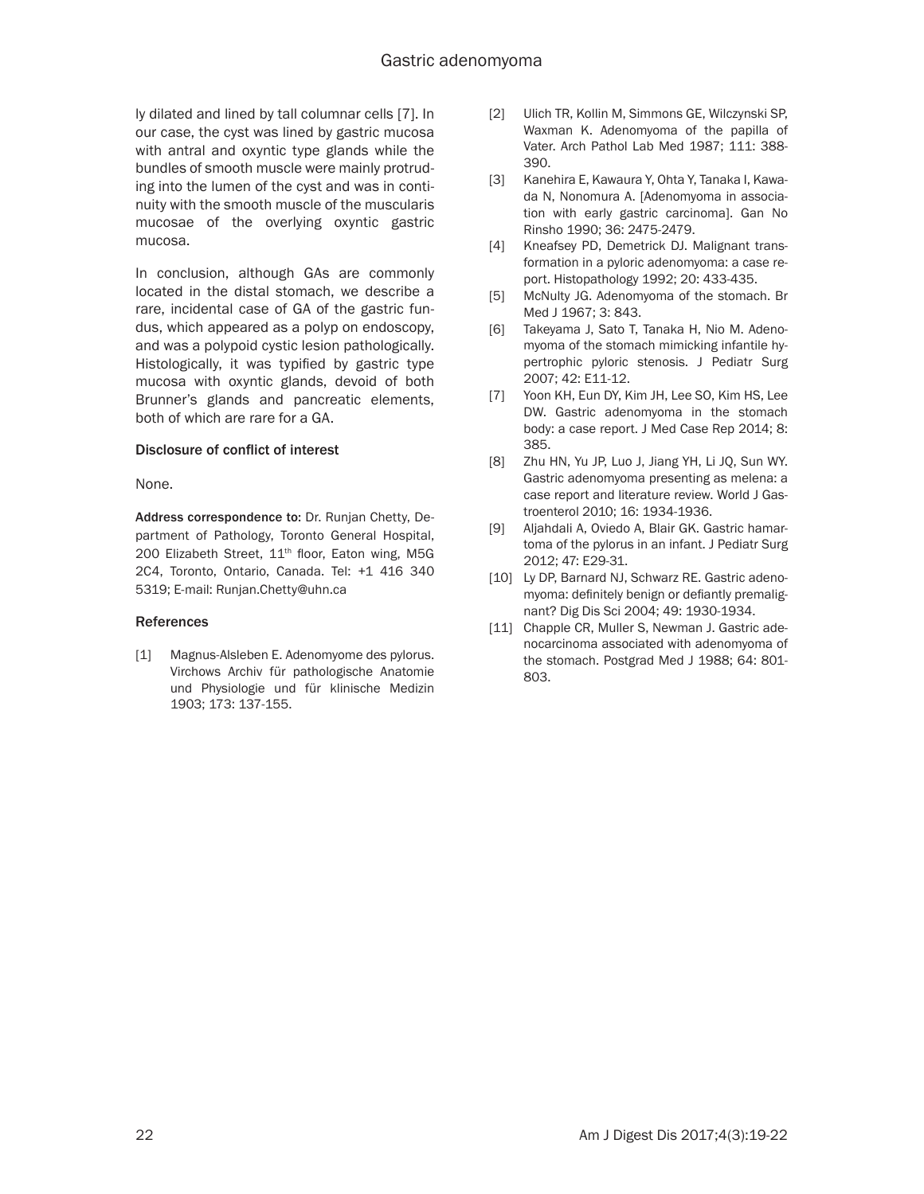ly dilated and lined by tall columnar cells [7]. In our case, the cyst was lined by gastric mucosa with antral and oxyntic type glands while the bundles of smooth muscle were mainly protruding into the lumen of the cyst and was in continuity with the smooth muscle of the muscularis mucosae of the overlying oxyntic gastric mucosa.

In conclusion, although GAs are commonly located in the distal stomach, we describe a rare, incidental case of GA of the gastric fundus, which appeared as a polyp on endoscopy, and was a polypoid cystic lesion pathologically. Histologically, it was typified by gastric type mucosa with oxyntic glands, devoid of both Brunner's glands and pancreatic elements, both of which are rare for a GA.

#### Disclosure of conflict of interest

None.

**Address correspondence to:** Dr. Runjan Chetty, Department of Pathology, Toronto General Hospital, 200 Elizabeth Street, 11th floor, Eaton wing, M5G 2C4, Toronto, Ontario, Canada. Tel: +1 416 340 5319; E-mail: Runjan.Chetty@uhn.ca

#### References

[1] Magnus-Alsleben E. Adenomyome des pylorus. Virchows Archiv für pathologische Anatomie und Physiologie und für klinische Medizin 1903; 173: 137-155.

[2] Ulich TR, Kollin M, Simmons GE, Wilczynski SP, Waxman K. Adenomyoma of the papilla of Vater. Arch Pathol Lab Med 1987; 111: 388-390.

[3] Kanehira E, Kawaura Y, Ohta Y, Tanaka I, Kawada N, Nonomura A. [Adenomyoma in association with early gastric carcinoma]. Gan No Rinsho 1990; 36: 2475-2479.

[4] Kneafsey PD, Demetrick DJ. Malignant transformation in a pyloric adenomyoma: a case report. Histopathology 1992; 20: 433-435.

[5] McNulty JG. Adenomyoma of the stomach. Br Med J 1967; 3: 843.

[6] Takeyama J, Sato T, Tanaka H, Nio M. Adenomyoma of the stomach mimicking infantile hypertrophic pyloric stenosis. J Pediatr Surg 2007; 42: E11-12.

[7] Yoon KH, Eun DY, Kim JH, Lee SO, Kim HS, Lee DW. Gastric adenomyoma in the stomach body: a case report. J Med Case Rep 2014; 8: 385.

[8] Zhu HN, Yu JP, Luo J, Jiang YH, Li JQ, Sun WY. Gastric adenomyoma presenting as melena: a case report and literature review. World J Gastroenterol 2010; 16: 1934-1936.

[9] Aljahdali A, Oviedo A, Blair GK. Gastric hamartoma of the pylorus in an infant. J Pediatr Surg 2012; 47: E29-31.

[10] Ly DP, Barnard NJ, Schwarz RE. Gastric adenomyoma: definitely benign or defiantly premalignant? Dig Dis Sci 2004; 49: 1930-1934.

[11] Chapple CR, Muller S, Newman J. Gastric adenocarcinoma associated with adenomyoma of the stomach. Postgrad Med J 1988; 64: 801-803.